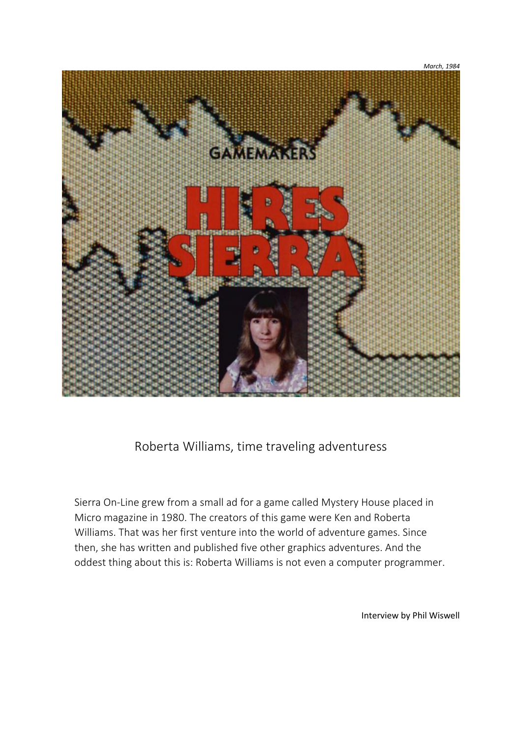*March, 1984*

GAMEMAKERS

# HI RES SIERRA

## Roberta Williams, time traveling adventuress

Sierra On-Line grew from a small ad for a game called Mystery House placed in Micro magazine in 1980. The creators of this game were Ken and Roberta Williams. That was her first venture into the world of adventure games. Since then, she has written and published five other graphics adventures. And the oddest thing about this is: Roberta Williams is not even a computer programmer.

Interview by Phil Wiswell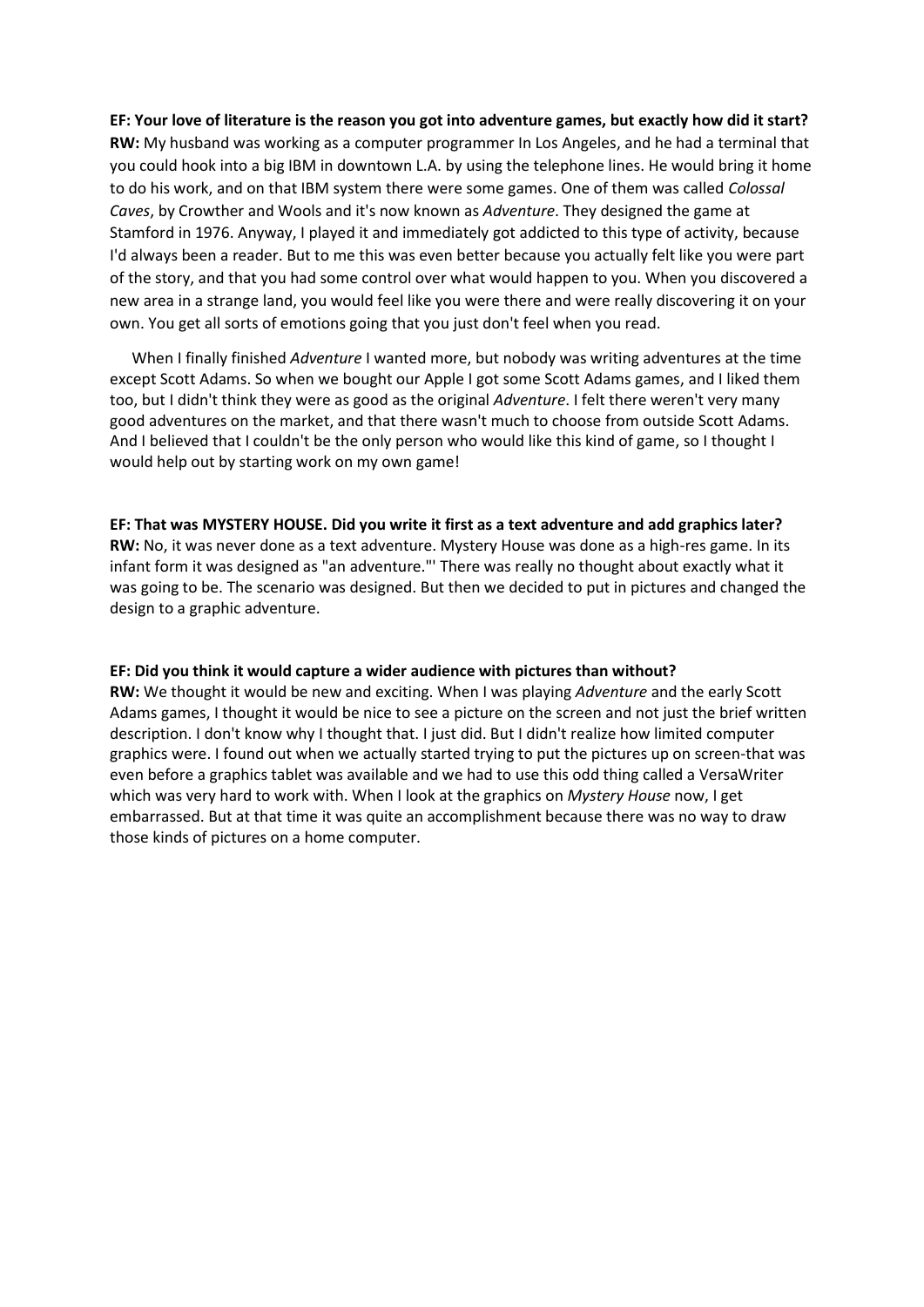**EF: Your love of literature is the reason you got into adventure games, but exactly how did it start?**
**RW:** My husband was working as a computer programmer In Los Angeles, and he had a terminal that you could hook into a big IBM in downtown L.A. by using the telephone lines. He would bring it home to do his work, and on that IBM system there were some games. One of them was called *Colossal Caves*, by Crowther and Wools and it's now known as *Adventure*. They designed the game at Stamford in 1976. Anyway, I played it and immediately got addicted to this type of activity, because I'd always been a reader. But to me this was even better because you actually felt like you were part of the story, and that you had some control over what would happen to you. When you discovered a new area in a strange land, you would feel like you were there and were really discovering it on your own. You get all sorts of emotions going that you just don't feel when you read.

When I finally finished *Adventure* I wanted more, but nobody was writing adventures at the time except Scott Adams. So when we bought our Apple I got some Scott Adams games, and I liked them too, but I didn't think they were as good as the original *Adventure*. I felt there weren't very many good adventures on the market, and that there wasn't much to choose from outside Scott Adams. And I believed that I couldn't be the only person who would like this kind of game, so I thought I would help out by starting work on my own game!

**EF: That was MYSTERY HOUSE. Did you write it first as a text adventure and add graphics later?**
**RW:** No, it was never done as a text adventure. Mystery House was done as a high-res game. In its infant form it was designed as "an adventure."' There was really no thought about exactly what it was going to be. The scenario was designed. But then we decided to put in pictures and changed the design to a graphic adventure.

**EF: Did you think it would capture a wider audience with pictures than without?**
**RW:** We thought it would be new and exciting. When I was playing *Adventure* and the early Scott Adams games, I thought it would be nice to see a picture on the screen and not just the brief written description. I don't know why I thought that. I just did. But I didn't realize how limited computer graphics were. I found out when we actually started trying to put the pictures up on screen-that was even before a graphics tablet was available and we had to use this odd thing called a VersaWriter which was very hard to work with. When I look at the graphics on *Mystery House* now, I get embarrassed. But at that time it was quite an accomplishment because there was no way to draw those kinds of pictures on a home computer.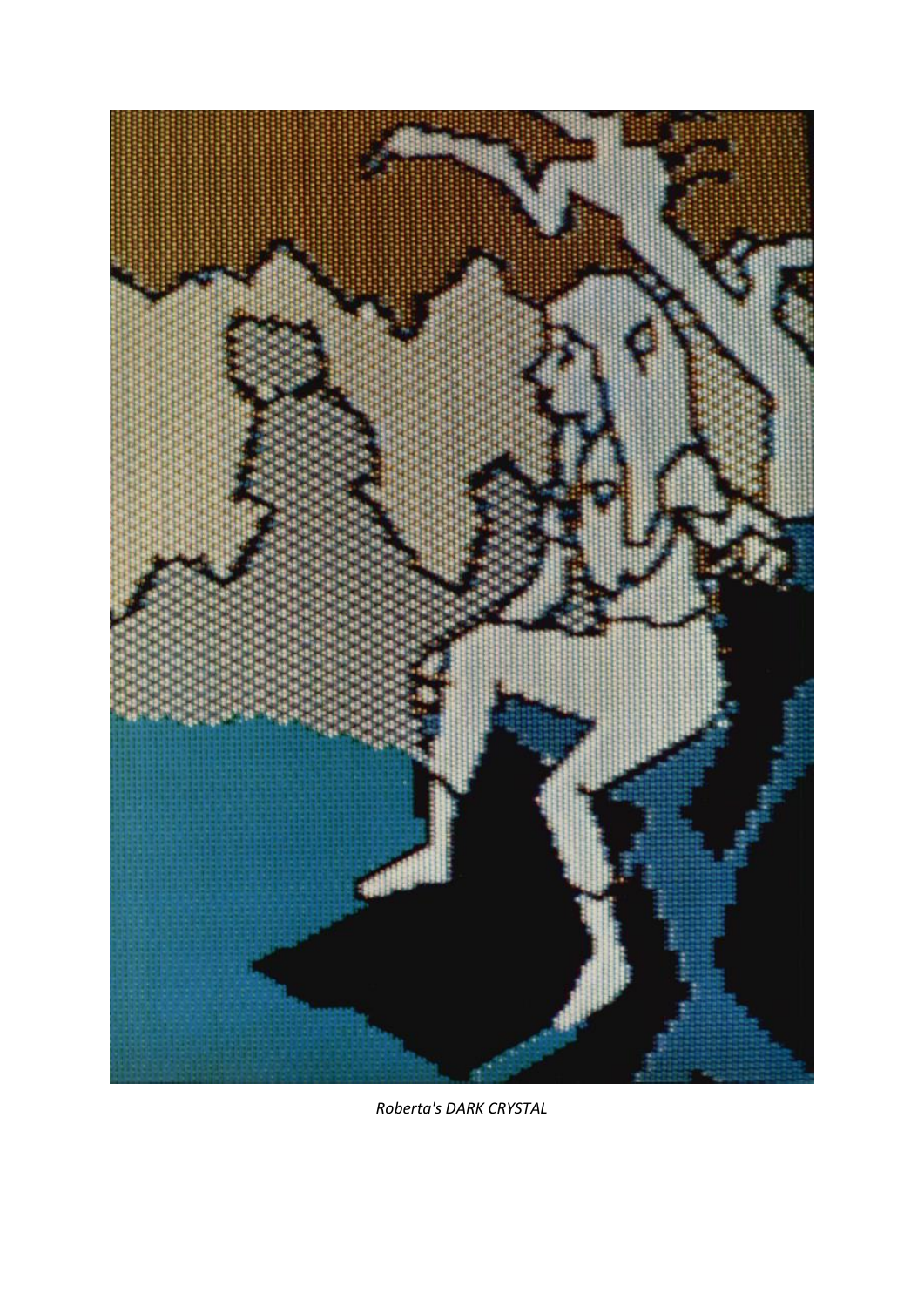*Roberta's DARK CRYSTAL*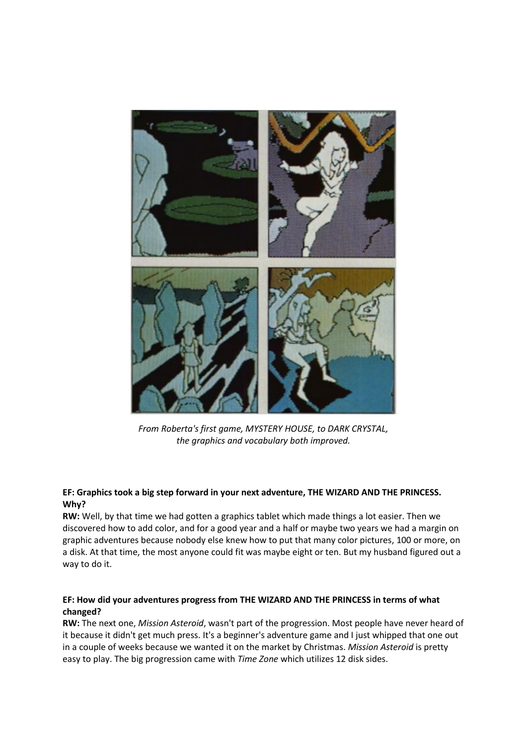*From Roberta's first game, MYSTERY HOUSE, to DARK CRYSTAL, the graphics and vocabulary both improved.*

**EF: Graphics took a big step forward in your next adventure, THE WIZARD AND THE PRINCESS. Why?**

**RW:** Well, by that time we had gotten a graphics tablet which made things a lot easier. Then we discovered how to add color, and for a good year and a half or maybe two years we had a margin on graphic adventures because nobody else knew how to put that many color pictures, 100 or more, on a disk. At that time, the most anyone could fit was maybe eight or ten. But my husband figured out a way to do it.

**EF: How did your adventures progress from THE WIZARD AND THE PRINCESS in terms of what changed?**

**RW:** The next one, *Mission Asteroid*, wasn't part of the progression. Most people have never heard of it because it didn't get much press. It's a beginner's adventure game and I just whipped that one out in a couple of weeks because we wanted it on the market by Christmas. *Mission Asteroid* is pretty easy to play. The big progression came with *Time Zone* which utilizes 12 disk sides.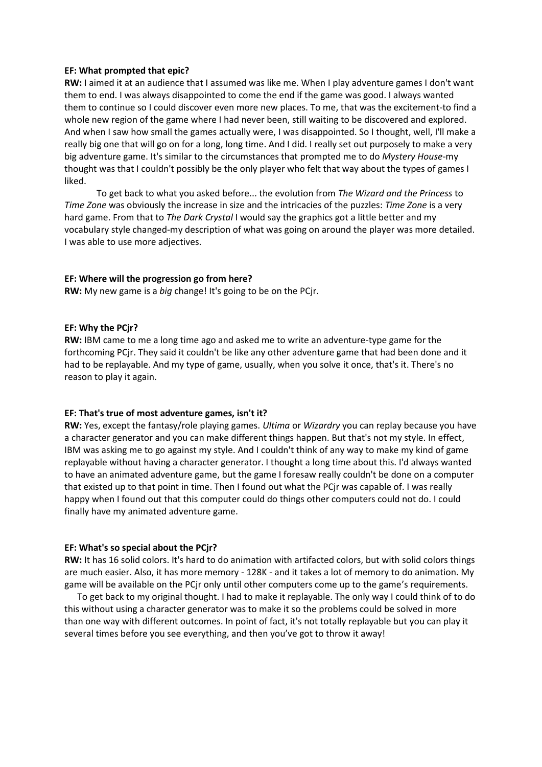**EF: What prompted that epic?**

**RW:** I aimed it at an audience that I assumed was like me. When I play adventure games I don't want them to end. I was always disappointed to come the end if the game was good. I always wanted them to continue so I could discover even more new places. To me, that was the excitement-to find a whole new region of the game where I had never been, still waiting to be discovered and explored. And when I saw how small the games actually were, I was disappointed. So I thought, well, I'll make a really big one that will go on for a long, long time. And I did. I really set out purposely to make a very big adventure game. It's similar to the circumstances that prompted me to do *Mystery House*-my thought was that I couldn't possibly be the only player who felt that way about the types of games I liked.

To get back to what you asked before... the evolution from *The Wizard and the Princess* to *Time Zone* was obviously the increase in size and the intricacies of the puzzles: *Time Zone* is a very hard game. From that to *The Dark Crystal* I would say the graphics got a little better and my vocabulary style changed-my description of what was going on around the player was more detailed. I was able to use more adjectives.

**EF: Where will the progression go from here?**

**RW:** My new game is a *big* change! It's going to be on the PCjr.

**EF: Why the PCjr?**

**RW:** IBM came to me a long time ago and asked me to write an adventure-type game for the forthcoming PCjr. They said it couldn't be like any other adventure game that had been done and it had to be replayable. And my type of game, usually, when you solve it once, that's it. There's no reason to play it again.

**EF: That's true of most adventure games, isn't it?**

**RW:** Yes, except the fantasy/role playing games. *Ultima* or *Wizardry* you can replay because you have a character generator and you can make different things happen. But that's not my style. In effect, IBM was asking me to go against my style. And I couldn't think of any way to make my kind of game replayable without having a character generator. I thought a long time about this. I'd always wanted to have an animated adventure game, but the game I foresaw really couldn't be done on a computer that existed up to that point in time. Then I found out what the PCjr was capable of. I was really happy when I found out that this computer could do things other computers could not do. I could finally have my animated adventure game.

**EF: What's so special about the PCjr?**

**RW:** It has 16 solid colors. It's hard to do animation with artifacted colors, but with solid colors things are much easier. Also, it has more memory - 128K - and it takes a lot of memory to do animation. My game will be available on the PCjr only until other computers come up to the game's requirements.

To get back to my original thought. I had to make it replayable. The only way I could think of to do this without using a character generator was to make it so the problems could be solved in more than one way with different outcomes. In point of fact, it's not totally replayable but you can play it several times before you see everything, and then you've got to throw it away!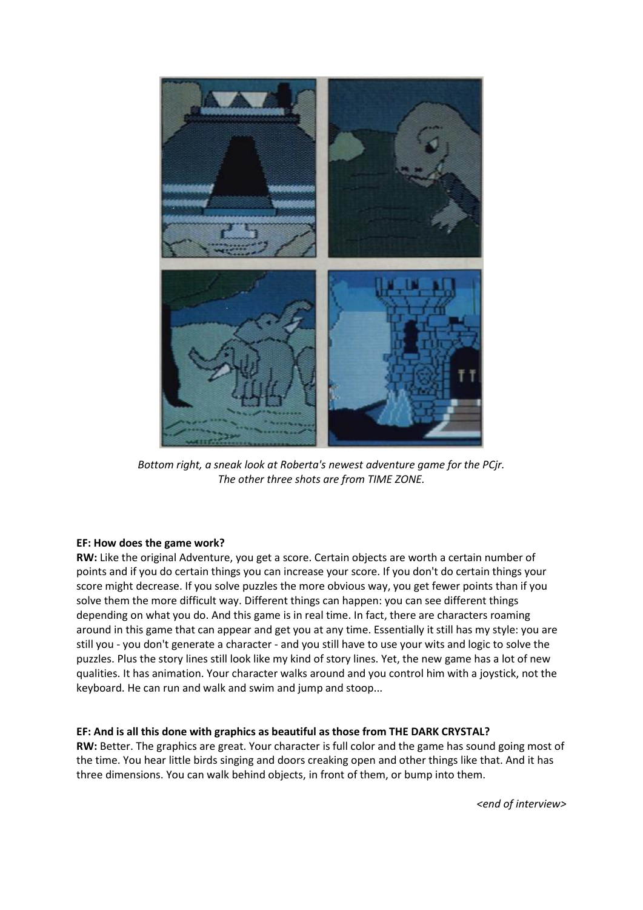*Bottom right, a sneak look at Roberta's newest adventure game for the PCjr.*
*The other three shots are from TIME ZONE.*

**EF: How does the game work?**
**RW:** Like the original Adventure, you get a score. Certain objects are worth a certain number of points and if you do certain things you can increase your score. If you don't do certain things your score might decrease. If you solve puzzles the more obvious way, you get fewer points than if you solve them the more difficult way. Different things can happen: you can see different things depending on what you do. And this game is in real time. In fact, there are characters roaming around in this game that can appear and get you at any time. Essentially it still has my style: you are still you - you don't generate a character - and you still have to use your wits and logic to solve the puzzles. Plus the story lines still look like my kind of story lines. Yet, the new game has a lot of new qualities. It has animation. Your character walks around and you control him with a joystick, not the keyboard. He can run and walk and swim and jump and stoop...

**EF: And is all this done with graphics as beautiful as those from THE DARK CRYSTAL?**
**RW:** Better. The graphics are great. Your character is full color and the game has sound going most of the time. You hear little birds singing and doors creaking open and other things like that. And it has three dimensions. You can walk behind objects, in front of them, or bump into them.

*<end of interview>*